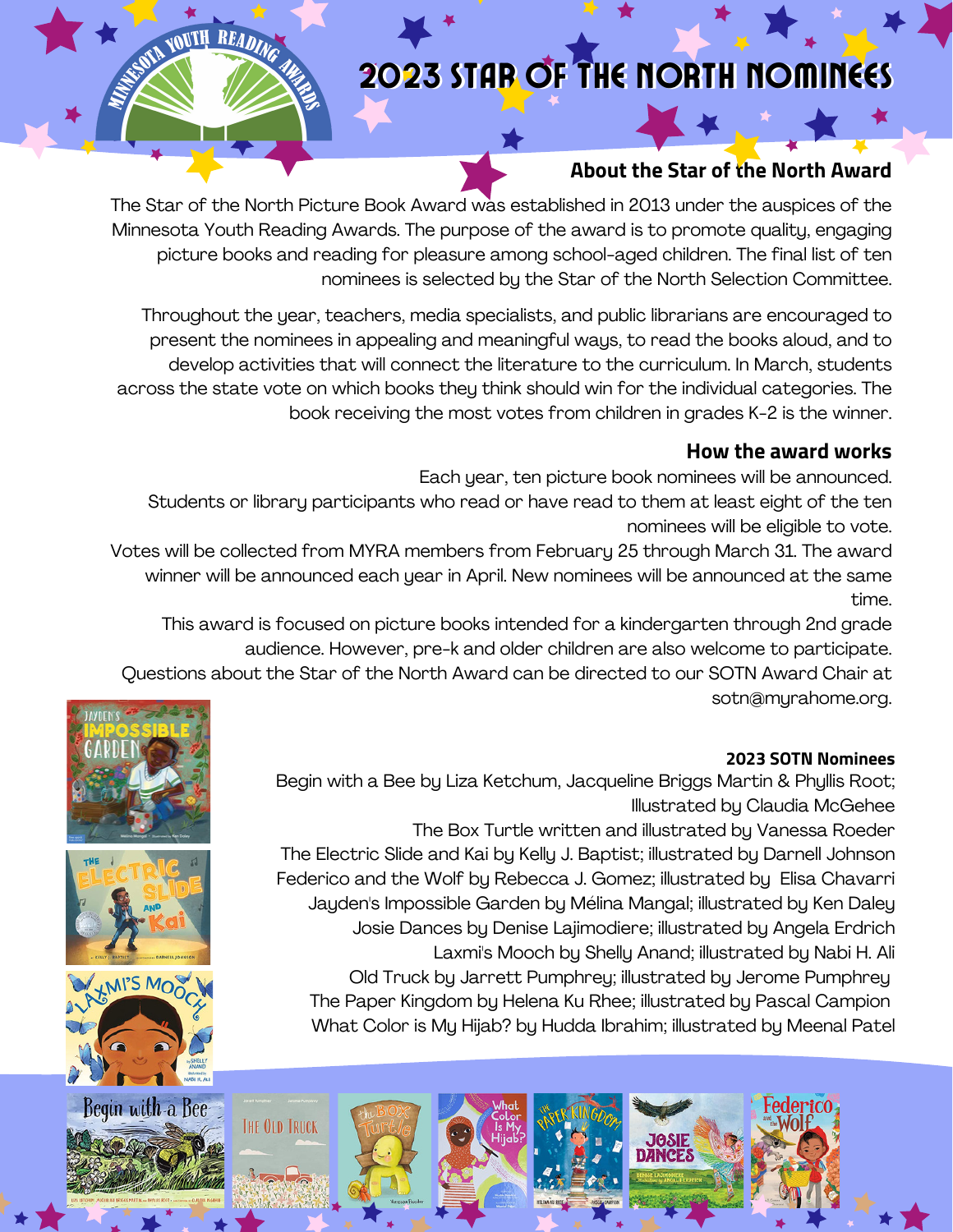# 2023 STAR OF THE NORTH NOMINEES

## About the Star of the North Award

The Star of the North Picture Book Award was established in 2013 under the auspices of the Minnesota Youth Reading Awards. The purpose of the award is to promote quality, engaging picture books and reading for pleasure among school-aged children. The final list of ten nominees is selected by the Star of the North Selection Committee.

Throughout the year, teachers, media specialists, and public librarians are encouraged to present the nominees in appealing and meaningful ways, to read the books aloud, and to develop activities that will connect the literature to the curriculum. In March, students across the state vote on which books they think should win for the individual categories. The book receiving the most votes from children in grades K-2 is the winner.

## How the award works

Each year, ten picture book nominees will be announced.
Students or library participants who read or have read to them at least eight of the ten nominees will be eligible to vote.
Votes will be collected from MYRA members from February 25 through March 31. The award winner will be announced each year in April. New nominees will be announced at the same time.
This award is focused on picture books intended for a kindergarten through 2nd grade audience. However, pre-k and older children are also welcome to participate.
Questions about the Star of the North Award can be directed to our SOTN Award Chair at sotn@myrahome.org.

### 2023 SOTN Nominees

Begin with a Bee by Liza Ketchum, Jacqueline Briggs Martin & Phyllis Root; Illustrated by Claudia McGehee
The Box Turtle written and illustrated by Vanessa Roeder
The Electric Slide and Kai by Kelly J. Baptist; illustrated by Darnell Johnson
Federico and the Wolf by Rebecca J. Gomez; illustrated by Elisa Chavarri
Jayden's Impossible Garden by Mélina Mangal; illustrated by Ken Daley
Josie Dances by Denise Lajimodiere; illustrated by Angela Erdrich
Laxmi's Mooch by Shelly Anand; illustrated by Nabi H. Ali
Old Truck by Jarrett Pumphrey; illustrated by Jerome Pumphrey
The Paper Kingdom by Helena Ku Rhee; illustrated by Pascal Campion
What Color is My Hijab? by Hudda Ibrahim; illustrated by Meenal Patel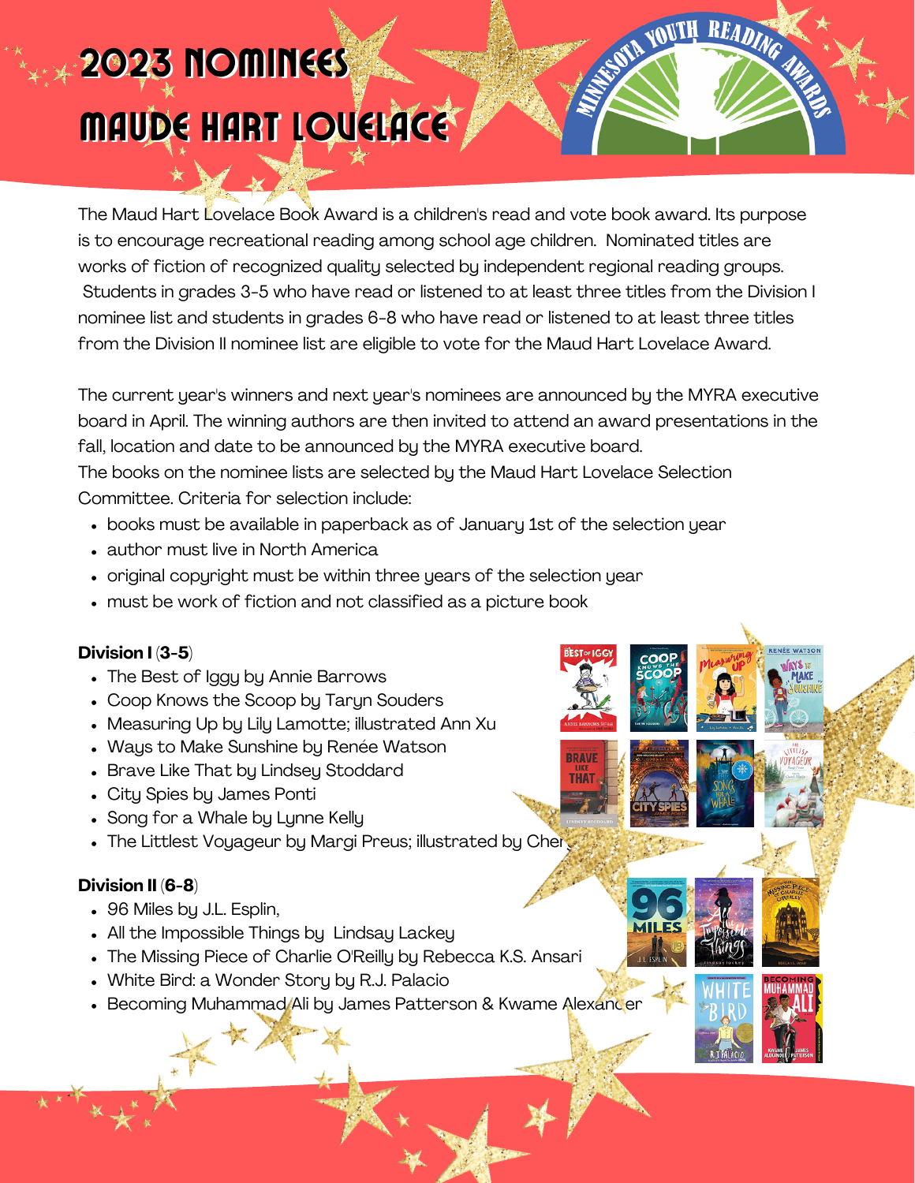# 2023 NOMINEES MAUDE HART LOVELACE

MINNESOTA YOUTH READING AWARDS

The Maud Hart Lovelace Book Award is a children's read and vote book award. Its purpose is to encourage recreational reading among school age children. Nominated titles are works of fiction of recognized quality selected by independent regional reading groups. Students in grades 3-5 who have read or listened to at least three titles from the Division I nominee list and students in grades 6-8 who have read or listened to at least three titles from the Division II nominee list are eligible to vote for the Maud Hart Lovelace Award.

The current year's winners and next year's nominees are announced by the MYRA executive board in April. The winning authors are then invited to attend an award presentations in the fall, location and date to be announced by the MYRA executive board.
The books on the nominee lists are selected by the Maud Hart Lovelace Selection Committee. Criteria for selection include:

- books must be available in paperback as of January 1st of the selection year
- author must live in North America
- original copyright must be within three years of the selection year
- must be work of fiction and not classified as a picture book

**Division I** (**3-5**)

- The Best of Iggy by Annie Barrows
- Coop Knows the Scoop by Taryn Souders
- Measuring Up by Lily Lamotte; illustrated Ann Xu
- Ways to Make Sunshine by Renée Watson
- Brave Like That by Lindsey Stoddard
- City Spies by James Ponti
- Song for a Whale by Lynne Kelly
- The Littlest Voyageur by Margi Preus; illustrated by Cher

**Division II** (**6-8**)

- 96 Miles by J.L. Esplin,
- All the Impossible Things by Lindsay Lackey
- The Missing Piece of Charlie O'Reilly by Rebecca K.S. Ansari
- White Bird: a Wonder Story by R.J. Palacio
- Becoming Muhammad Ali by James Patterson & Kwame Alexander